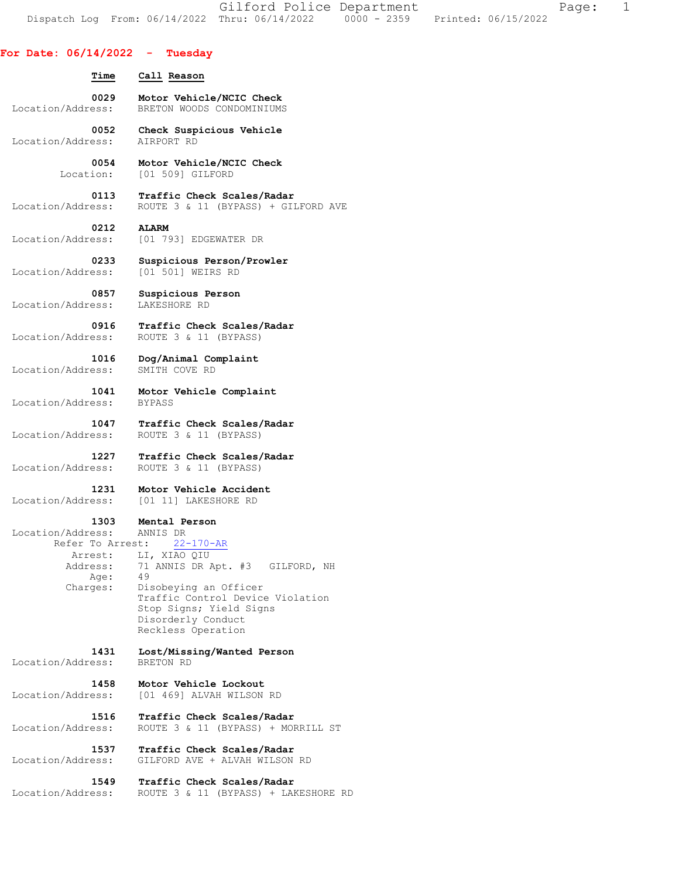Gilford Police Department

Dispatch Log From: 06/14/2022 Thru: 06/14/2022 0000 - 2359 Printed: 06/15/2022

## For Date: 06/14/2022 - Tuesday

**Time** **Call Reason**

**0029** **Motor Vehicle/NCIC Check**
Location/Address: BRETON WOODS CONDOMINIUMS

**0052** **Check Suspicious Vehicle**
Location/Address: AIRPORT RD

**0054** **Motor Vehicle/NCIC Check**
Location: [01 509] GILFORD

**0113** **Traffic Check Scales/Radar**
Location/Address: ROUTE 3 & 11 (BYPASS) + GILFORD AVE

**0212** **ALARM**
Location/Address: [01 793] EDGEWATER DR

**0233** **Suspicious Person/Prowler**
Location/Address: [01 501] WEIRS RD

**0857** **Suspicious Person**
Location/Address: LAKESHORE RD

**0916** **Traffic Check Scales/Radar**
Location/Address: ROUTE 3 & 11 (BYPASS)

**1016** **Dog/Animal Complaint**
Location/Address: SMITH COVE RD

**1041** **Motor Vehicle Complaint**
Location/Address: BYPASS

**1047** **Traffic Check Scales/Radar**
Location/Address: ROUTE 3 & 11 (BYPASS)

**1227** **Traffic Check Scales/Radar**
Location/Address: ROUTE 3 & 11 (BYPASS)

**1231** **Motor Vehicle Accident**
Location/Address: [01 11] LAKESHORE RD

**1303** **Mental Person**
Location/Address: ANNIS DR
Refer To Arrest: 22-170-AR
Arrest: LI, XIAO QIU
Address: 71 ANNIS DR Apt. #3 GILFORD, NH
Age: 49
Charges: Disobeying an Officer
Traffic Control Device Violation
Stop Signs; Yield Signs
Disorderly Conduct
Reckless Operation

**1431** **Lost/Missing/Wanted Person**
Location/Address: BRETON RD

**1458** **Motor Vehicle Lockout**
Location/Address: [01 469] ALVAH WILSON RD

**1516** **Traffic Check Scales/Radar**
Location/Address: ROUTE 3 & 11 (BYPASS) + MORRILL ST

**1537** **Traffic Check Scales/Radar**
Location/Address: GILFORD AVE + ALVAH WILSON RD

**1549** **Traffic Check Scales/Radar**
Location/Address: ROUTE 3 & 11 (BYPASS) + LAKESHORE RD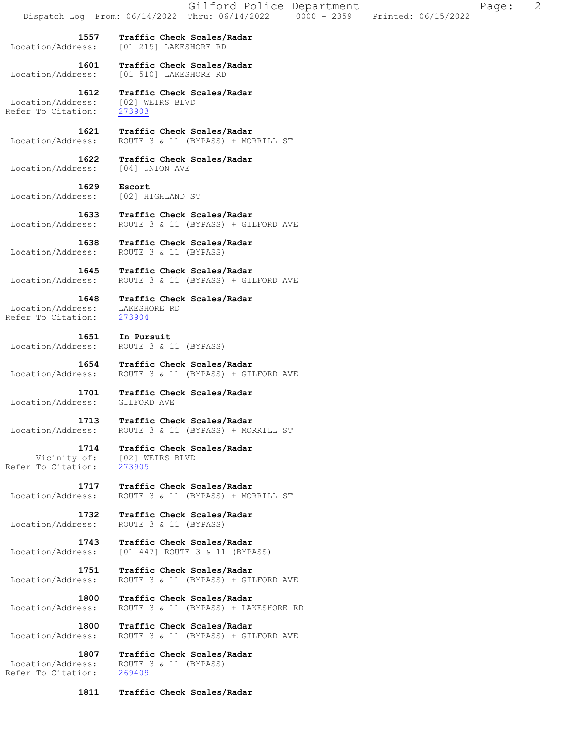**1557** **Traffic Check Scales/Radar**
Location/Address: [01 215] LAKESHORE RD

**1601** **Traffic Check Scales/Radar**
Location/Address: [01 510] LAKESHORE RD

**1612** **Traffic Check Scales/Radar**
Location/Address: [02] WEIRS BLVD
Refer To Citation: 273903

**1621** **Traffic Check Scales/Radar**
Location/Address: ROUTE 3 & 11 (BYPASS) + MORRILL ST

**1622** **Traffic Check Scales/Radar**
Location/Address: [04] UNION AVE

**1629** **Escort**
Location/Address: [02] HIGHLAND ST

**1633** **Traffic Check Scales/Radar**
Location/Address: ROUTE 3 & 11 (BYPASS) + GILFORD AVE

**1638** **Traffic Check Scales/Radar**
Location/Address: ROUTE 3 & 11 (BYPASS)

**1645** **Traffic Check Scales/Radar**
Location/Address: ROUTE 3 & 11 (BYPASS) + GILFORD AVE

**1648** **Traffic Check Scales/Radar**
Location/Address: LAKESHORE RD
Refer To Citation: 273904

**1651** **In Pursuit**
Location/Address: ROUTE 3 & 11 (BYPASS)

**1654** **Traffic Check Scales/Radar**
Location/Address: ROUTE 3 & 11 (BYPASS) + GILFORD AVE

**1701** **Traffic Check Scales/Radar**
Location/Address: GILFORD AVE

**1713** **Traffic Check Scales/Radar**
Location/Address: ROUTE 3 & 11 (BYPASS) + MORRILL ST

**1714** **Traffic Check Scales/Radar**
Vicinity of: [02] WEIRS BLVD
Refer To Citation: 273905

**1717** **Traffic Check Scales/Radar**
Location/Address: ROUTE 3 & 11 (BYPASS) + MORRILL ST

**1732** **Traffic Check Scales/Radar**
Location/Address: ROUTE 3 & 11 (BYPASS)

**1743** **Traffic Check Scales/Radar**
Location/Address: [01 447] ROUTE 3 & 11 (BYPASS)

**1751** **Traffic Check Scales/Radar**
Location/Address: ROUTE 3 & 11 (BYPASS) + GILFORD AVE

**1800** **Traffic Check Scales/Radar**
Location/Address: ROUTE 3 & 11 (BYPASS) + LAKESHORE RD

**1800** **Traffic Check Scales/Radar**
Location/Address: ROUTE 3 & 11 (BYPASS) + GILFORD AVE

**1807** **Traffic Check Scales/Radar**
Location/Address: ROUTE 3 & 11 (BYPASS)
Refer To Citation: 269409

**1811** **Traffic Check Scales/Radar**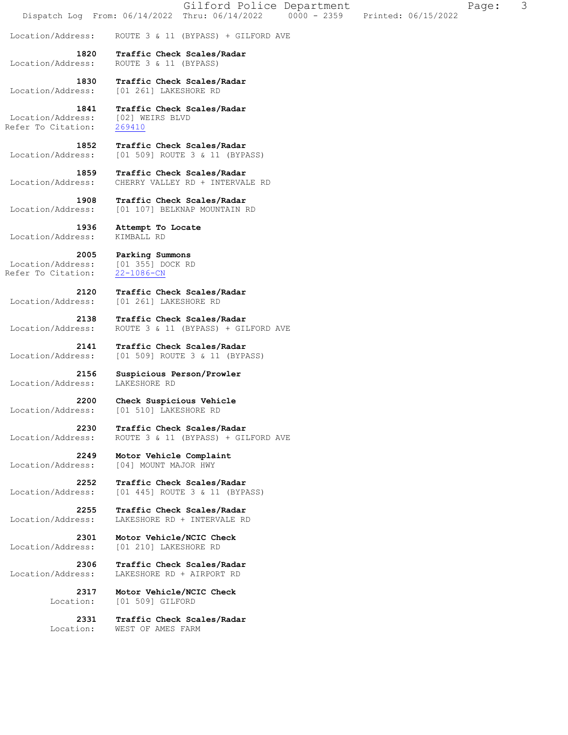Location/Address: ROUTE 3 & 11 (BYPASS) + GILFORD AVE

**1820 Traffic Check Scales/Radar**
Location/Address: ROUTE 3 & 11 (BYPASS)

**1830 Traffic Check Scales/Radar**
Location/Address: [01 261] LAKESHORE RD

**1841 Traffic Check Scales/Radar**
Location/Address: [02] WEIRS BLVD
Refer To Citation: 269410

**1852 Traffic Check Scales/Radar**
Location/Address: [01 509] ROUTE 3 & 11 (BYPASS)

**1859 Traffic Check Scales/Radar**
Location/Address: CHERRY VALLEY RD + INTERVALE RD

**1908 Traffic Check Scales/Radar**
Location/Address: [01 107] BELKNAP MOUNTAIN RD

**1936 Attempt To Locate**
Location/Address: KIMBALL RD

**2005 Parking Summons**
Location/Address: [01 355] DOCK RD
Refer To Citation: 22-1086-CN

**2120 Traffic Check Scales/Radar**
Location/Address: [01 261] LAKESHORE RD

**2138 Traffic Check Scales/Radar**
Location/Address: ROUTE 3 & 11 (BYPASS) + GILFORD AVE

**2141 Traffic Check Scales/Radar**
Location/Address: [01 509] ROUTE 3 & 11 (BYPASS)

**2156 Suspicious Person/Prowler**
Location/Address: LAKESHORE RD

**2200 Check Suspicious Vehicle**
Location/Address: [01 510] LAKESHORE RD

**2230 Traffic Check Scales/Radar**
Location/Address: ROUTE 3 & 11 (BYPASS) + GILFORD AVE

**2249 Motor Vehicle Complaint**
Location/Address: [04] MOUNT MAJOR HWY

**2252 Traffic Check Scales/Radar**
Location/Address: [01 445] ROUTE 3 & 11 (BYPASS)

**2255 Traffic Check Scales/Radar**
Location/Address: LAKESHORE RD + INTERVALE RD

**2301 Motor Vehicle/NCIC Check**
Location/Address: [01 210] LAKESHORE RD

**2306 Traffic Check Scales/Radar**
Location/Address: LAKESHORE RD + AIRPORT RD

**2317 Motor Vehicle/NCIC Check**
Location: [01 509] GILFORD

**2331 Traffic Check Scales/Radar**
Location: WEST OF AMES FARM